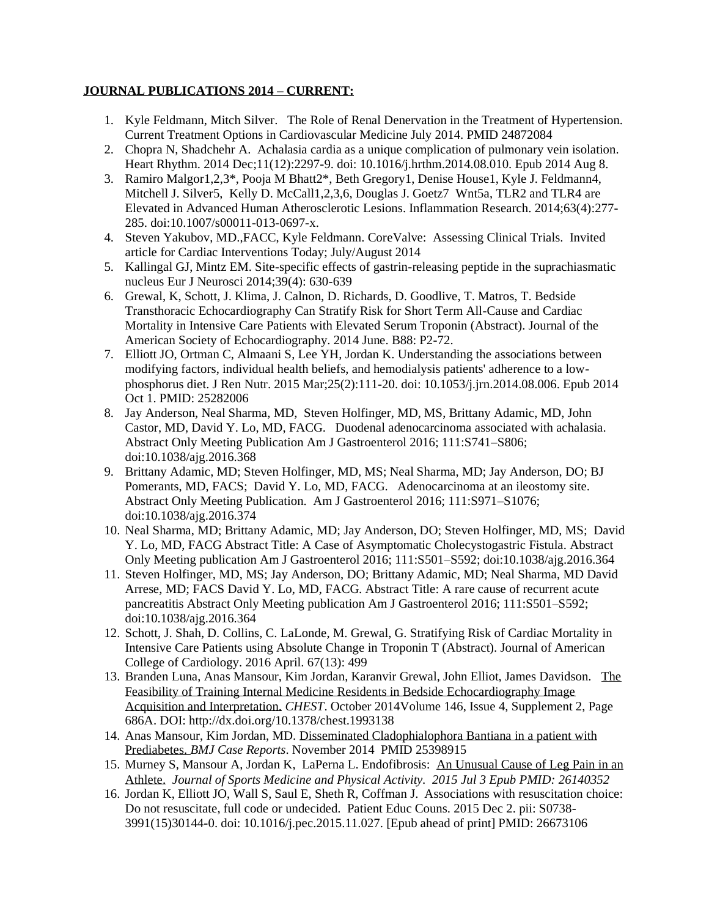**JOURNAL PUBLICATIONS 2014 – CURRENT:**

1. Kyle Feldmann, Mitch Silver. The Role of Renal Denervation in the Treatment of Hypertension. Current Treatment Options in Cardiovascular Medicine July 2014. PMID 24872084
2. Chopra N, Shadchehr A. Achalasia cardia as a unique complication of pulmonary vein isolation. Heart Rhythm. 2014 Dec;11(12):2297-9. doi: 10.1016/j.hrthm.2014.08.010. Epub 2014 Aug 8.
3. Ramiro Malgor[1,2,3*], Pooja M Bhatt[2*], Beth Gregory[1], Denise House[1], Kyle J. Feldmann[4], Mitchell J. Silver[5], Kelly D. McCall[1,2,3,6], Douglas J. Goetz[7] Wnt5a, TLR2 and TLR4 are Elevated in Advanced Human Atherosclerotic Lesions. Inflammation Research. 2014;63(4):277-285. doi:10.1007/s00011-013-0697-x.
4. Steven Yakubov, MD.,FACC, Kyle Feldmann. CoreValve: Assessing Clinical Trials. Invited article for Cardiac Interventions Today; July/August 2014
5. Kallingal GJ, Mintz EM. Site-specific effects of gastrin-releasing peptide in the suprachiasmatic nucleus Eur J Neurosci 2014;39(4): 630-639
6. Grewal, K, Schott, J. Klima, J. Calnon, D. Richards, D. Goodlive, T. Matros, T. Bedside Transthoracic Echocardiography Can Stratify Risk for Short Term All-Cause and Cardiac Mortality in Intensive Care Patients with Elevated Serum Troponin (Abstract). Journal of the American Society of Echocardiography. 2014 June. B88: P2-72.
7. Elliott JO, Ortman C, Almaani S, Lee YH, Jordan K. Understanding the associations between modifying factors, individual health beliefs, and hemodialysis patients' adherence to a low-phosphorus diet. J Ren Nutr. 2015 Mar;25(2):111-20. doi: 10.1053/j.jrn.2014.08.006. Epub 2014 Oct 1. PMID: 25282006
8. Jay Anderson, Neal Sharma, MD, Steven Holfinger, MD, MS, Brittany Adamic, MD, John Castor, MD, David Y. Lo, MD, FACG. Duodenal adenocarcinoma associated with achalasia. Abstract Only Meeting Publication Am J Gastroenterol 2016; 111:S741–S806; doi:10.1038/ajg.2016.368
9. Brittany Adamic, MD; Steven Holfinger, MD, MS; Neal Sharma, MD; Jay Anderson, DO; BJ Pomerants, MD, FACS; David Y. Lo, MD, FACG. Adenocarcinoma at an ileostomy site. Abstract Only Meeting Publication. Am J Gastroenterol 2016; 111:S971–S1076; doi:10.1038/ajg.2016.374
10. Neal Sharma, MD; Brittany Adamic, MD; Jay Anderson, DO; Steven Holfinger, MD, MS; David Y. Lo, MD, FACG Abstract Title: A Case of Asymptomatic Cholecystogastric Fistula. Abstract Only Meeting publication Am J Gastroenterol 2016; 111:S501–S592; doi:10.1038/ajg.2016.364
11. Steven Holfinger, MD, MS; Jay Anderson, DO; Brittany Adamic, MD; Neal Sharma, MD David Arrese, MD; FACS David Y. Lo, MD, FACG. Abstract Title: A rare cause of recurrent acute pancreatitis Abstract Only Meeting publication Am J Gastroenterol 2016; 111:S501–S592; doi:10.1038/ajg.2016.364
12. Schott, J. Shah, D. Collins, C. LaLonde, M. Grewal, G. Stratifying Risk of Cardiac Mortality in Intensive Care Patients using Absolute Change in Troponin T (Abstract). Journal of American College of Cardiology. 2016 April. 67(13): 499
13. Branden Luna, Anas Mansour, Kim Jordan, Karanvir Grewal, John Elliot, James Davidson. The Feasibility of Training Internal Medicine Residents in Bedside Echocardiography Image Acquisition and Interpretation. *CHEST*. October 2014Volume 146, Issue 4, Supplement 2, Page 686A. DOI: http://dx.doi.org/10.1378/chest.1993138
14. Anas Mansour, Kim Jordan, MD. Disseminated Cladophialophora Bantiana in a patient with Prediabetes. *BMJ Case Reports*. November 2014 PMID 25398915
15. Murney S, Mansour A, Jordan K, LaPerna L. Endofibrosis: An Unusual Cause of Leg Pain in an Athlete. *Journal of Sports Medicine and Physical Activity. 2015 Jul 3 Epub PMID: 26140352*
16. Jordan K, Elliott JO, Wall S, Saul E, Sheth R, Coffman J. Associations with resuscitation choice: Do not resuscitate, full code or undecided. Patient Educ Couns. 2015 Dec 2. pii: S0738-3991(15)30144-0. doi: 10.1016/j.pec.2015.11.027. [Epub ahead of print] PMID: 26673106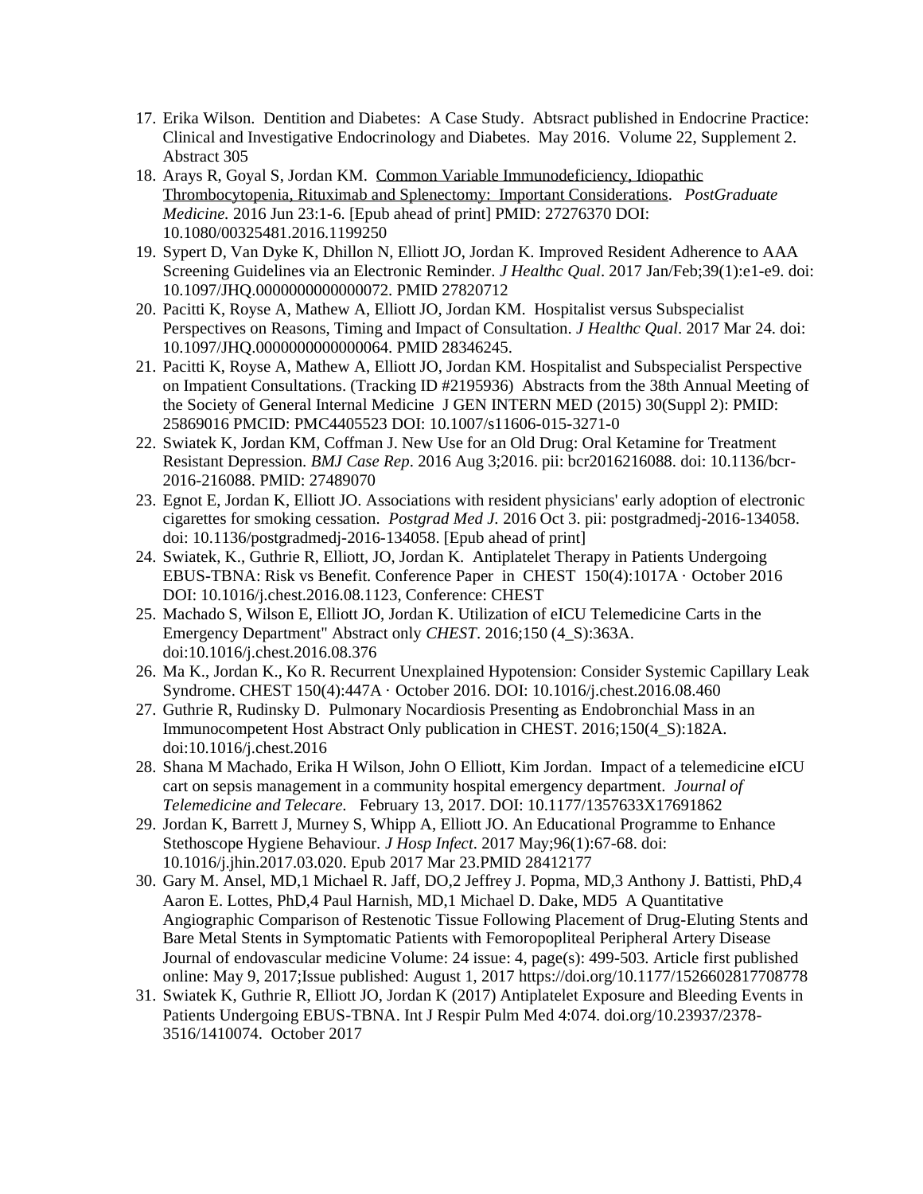17. Erika Wilson. Dentition and Diabetes: A Case Study. Abtsract published in Endocrine Practice: Clinical and Investigative Endocrinology and Diabetes. May 2016. Volume 22, Supplement 2. Abstract 305
18. Arays R, Goyal S, Jordan KM. Common Variable Immunodeficiency, Idiopathic Thrombocytopenia, Rituximab and Splenectomy: Important Considerations. *PostGraduate Medicine.* 2016 Jun 23:1-6. [Epub ahead of print] PMID: 27276370 DOI: 10.1080/00325481.2016.1199250
19. Sypert D, Van Dyke K, Dhillon N, Elliott JO, Jordan K. Improved Resident Adherence to AAA Screening Guidelines via an Electronic Reminder. *J Healthc Qual*. 2017 Jan/Feb;39(1):e1-e9. doi: 10.1097/JHQ.0000000000000072. PMID 27820712
20. Pacitti K, Royse A, Mathew A, Elliott JO, Jordan KM. Hospitalist versus Subspecialist Perspectives on Reasons, Timing and Impact of Consultation. *J Healthc Qual*. 2017 Mar 24. doi: 10.1097/JHQ.0000000000000064. PMID 28346245.
21. Pacitti K, Royse A, Mathew A, Elliott JO, Jordan KM. Hospitalist and Subspecialist Perspective on Impatient Consultations. (Tracking ID #2195936) Abstracts from the 38th Annual Meeting of the Society of General Internal Medicine J GEN INTERN MED (2015) 30(Suppl 2): PMID: 25869016 PMCID: PMC4405523 DOI: 10.1007/s11606-015-3271-0
22. Swiatek K, Jordan KM, Coffman J. New Use for an Old Drug: Oral Ketamine for Treatment Resistant Depression. *BMJ Case Rep*. 2016 Aug 3;2016. pii: bcr2016216088. doi: 10.1136/bcr-2016-216088. PMID: 27489070
23. Egnot E, Jordan K, Elliott JO. Associations with resident physicians' early adoption of electronic cigarettes for smoking cessation. *Postgrad Med J.* 2016 Oct 3. pii: postgradmedj-2016-134058. doi: 10.1136/postgradmedj-2016-134058. [Epub ahead of print]
24. Swiatek, K., Guthrie R, Elliott, JO, Jordan K. Antiplatelet Therapy in Patients Undergoing EBUS-TBNA: Risk vs Benefit. Conference Paper in CHEST 150(4):1017A · October 2016 DOI: 10.1016/j.chest.2016.08.1123, Conference: CHEST
25. Machado S, Wilson E, Elliott JO, Jordan K. Utilization of eICU Telemedicine Carts in the Emergency Department" Abstract only *CHEST*. 2016;150 (4_S):363A. doi:10.1016/j.chest.2016.08.376
26. Ma K., Jordan K., Ko R. Recurrent Unexplained Hypotension: Consider Systemic Capillary Leak Syndrome. CHEST 150(4):447A · October 2016. DOI: 10.1016/j.chest.2016.08.460
27. Guthrie R, Rudinsky D. Pulmonary Nocardiosis Presenting as Endobronchial Mass in an Immunocompetent Host Abstract Only publication in CHEST. 2016;150(4_S):182A. doi:10.1016/j.chest.2016
28. Shana M Machado, Erika H Wilson, John O Elliott, Kim Jordan. Impact of a telemedicine eICU cart on sepsis management in a community hospital emergency department. *Journal of Telemedicine and Telecare.* February 13, 2017. DOI: 10.1177/1357633X17691862
29. Jordan K, Barrett J, Murney S, Whipp A, Elliott JO. An Educational Programme to Enhance Stethoscope Hygiene Behaviour. *J Hosp Infect*. 2017 May;96(1):67-68. doi: 10.1016/j.jhin.2017.03.020. Epub 2017 Mar 23.PMID 28412177
30. Gary M. Ansel, MD,1 Michael R. Jaff, DO,2 Jeffrey J. Popma, MD,3 Anthony J. Battisti, PhD,4 Aaron E. Lottes, PhD,4 Paul Harnish, MD,1 Michael D. Dake, MD5 A Quantitative Angiographic Comparison of Restenotic Tissue Following Placement of Drug-Eluting Stents and Bare Metal Stents in Symptomatic Patients with Femoropopliteal Peripheral Artery Disease Journal of endovascular medicine Volume: 24 issue: 4, page(s): 499-503. Article first published online: May 9, 2017;Issue published: August 1, 2017 https://doi.org/10.1177/1526602817708778
31. Swiatek K, Guthrie R, Elliott JO, Jordan K (2017) Antiplatelet Exposure and Bleeding Events in Patients Undergoing EBUS-TBNA. Int J Respir Pulm Med 4:074. doi.org/10.23937/2378-3516/1410074. October 2017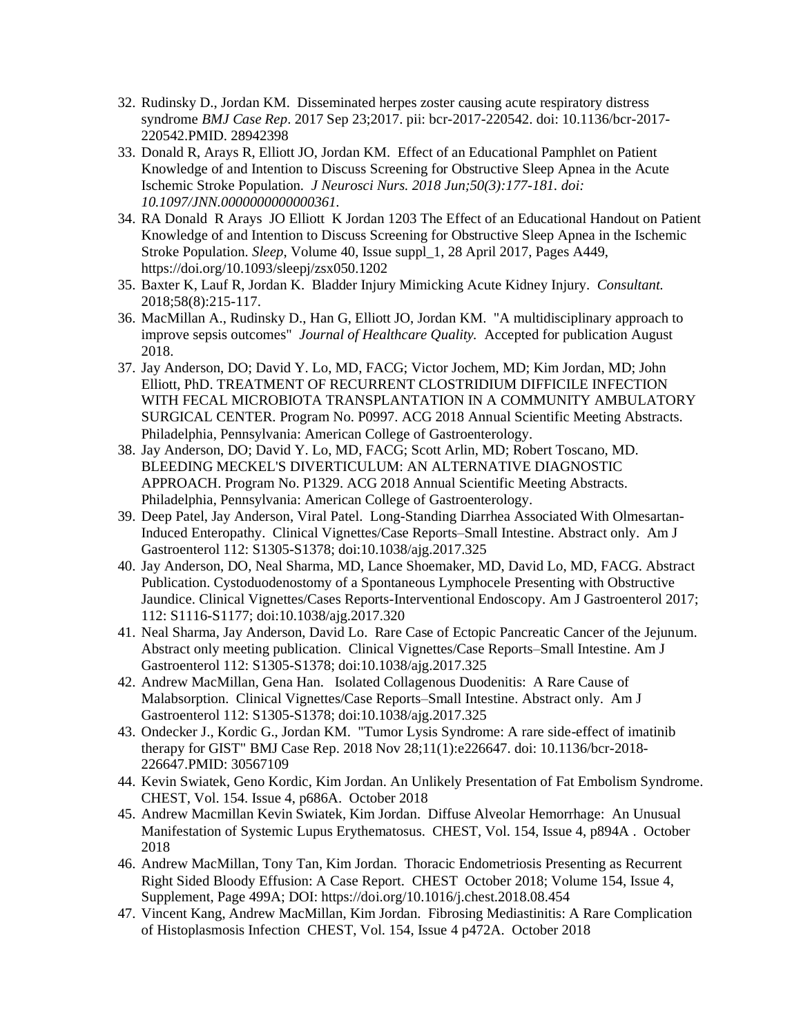32. Rudinsky D., Jordan KM. Disseminated herpes zoster causing acute respiratory distress syndrome *BMJ Case Rep*. 2017 Sep 23;2017. pii: bcr-2017-220542. doi: 10.1136/bcr-2017-220542.PMID. 28942398
33. Donald R, Arays R, Elliott JO, Jordan KM. Effect of an Educational Pamphlet on Patient Knowledge of and Intention to Discuss Screening for Obstructive Sleep Apnea in the Acute Ischemic Stroke Population. *J Neurosci Nurs. 2018 Jun;50(3):177-181. doi: 10.1097/JNN.0000000000000361*.
34. RA Donald R Arays JO Elliott K Jordan 1203 The Effect of an Educational Handout on Patient Knowledge of and Intention to Discuss Screening for Obstructive Sleep Apnea in the Ischemic Stroke Population. *Sleep*, Volume 40, Issue suppl_1, 28 April 2017, Pages A449, https://doi.org/10.1093/sleepj/zsx050.1202
35. Baxter K, Lauf R, Jordan K. Bladder Injury Mimicking Acute Kidney Injury. *Consultant.* 2018;58(8):215-117.
36. MacMillan A., Rudinsky D., Han G, Elliott JO, Jordan KM. "A multidisciplinary approach to improve sepsis outcomes" *Journal of Healthcare Quality.* Accepted for publication August 2018.
37. Jay Anderson, DO; David Y. Lo, MD, FACG; Victor Jochem, MD; Kim Jordan, MD; John Elliott, PhD. TREATMENT OF RECURRENT CLOSTRIDIUM DIFFICILE INFECTION WITH FECAL MICROBIOTA TRANSPLANTATION IN A COMMUNITY AMBULATORY SURGICAL CENTER. Program No. P0997. ACG 2018 Annual Scientific Meeting Abstracts. Philadelphia, Pennsylvania: American College of Gastroenterology.
38. Jay Anderson, DO; David Y. Lo, MD, FACG; Scott Arlin, MD; Robert Toscano, MD. BLEEDING MECKEL'S DIVERTICULUM: AN ALTERNATIVE DIAGNOSTIC APPROACH. Program No. P1329. ACG 2018 Annual Scientific Meeting Abstracts. Philadelphia, Pennsylvania: American College of Gastroenterology.
39. Deep Patel, Jay Anderson, Viral Patel. Long-Standing Diarrhea Associated With Olmesartan-Induced Enteropathy. Clinical Vignettes/Case Reports–Small Intestine. Abstract only. Am J Gastroenterol 112: S1305-S1378; doi:10.1038/ajg.2017.325
40. Jay Anderson, DO, Neal Sharma, MD, Lance Shoemaker, MD, David Lo, MD, FACG. Abstract Publication. Cystoduodenostomy of a Spontaneous Lymphocele Presenting with Obstructive Jaundice. Clinical Vignettes/Cases Reports-Interventional Endoscopy. Am J Gastroenterol 2017; 112: S1116-S1177; doi:10.1038/ajg.2017.320
41. Neal Sharma, Jay Anderson, David Lo. Rare Case of Ectopic Pancreatic Cancer of the Jejunum. Abstract only meeting publication. Clinical Vignettes/Case Reports–Small Intestine. Am J Gastroenterol 112: S1305-S1378; doi:10.1038/ajg.2017.325
42. Andrew MacMillan, Gena Han. Isolated Collagenous Duodenitis: A Rare Cause of Malabsorption. Clinical Vignettes/Case Reports–Small Intestine. Abstract only. Am J Gastroenterol 112: S1305-S1378; doi:10.1038/ajg.2017.325
43. Ondecker J., Kordic G., Jordan KM. "Tumor Lysis Syndrome: A rare side-effect of imatinib therapy for GIST" BMJ Case Rep. 2018 Nov 28;11(1):e226647. doi: 10.1136/bcr-2018-226647.PMID: 30567109
44. Kevin Swiatek, Geno Kordic, Kim Jordan. An Unlikely Presentation of Fat Embolism Syndrome. CHEST, Vol. 154. Issue 4, p686A. October 2018
45. Andrew Macmillan Kevin Swiatek, Kim Jordan. Diffuse Alveolar Hemorrhage: An Unusual Manifestation of Systemic Lupus Erythematosus. CHEST, Vol. 154, Issue 4, p894A . October 2018
46. Andrew MacMillan, Tony Tan, Kim Jordan. Thoracic Endometriosis Presenting as Recurrent Right Sided Bloody Effusion: A Case Report. CHEST October 2018; Volume 154, Issue 4, Supplement, Page 499A; DOI: https://doi.org/10.1016/j.chest.2018.08.454
47. Vincent Kang, Andrew MacMillan, Kim Jordan. Fibrosing Mediastinitis: A Rare Complication of Histoplasmosis Infection CHEST, Vol. 154, Issue 4 p472A. October 2018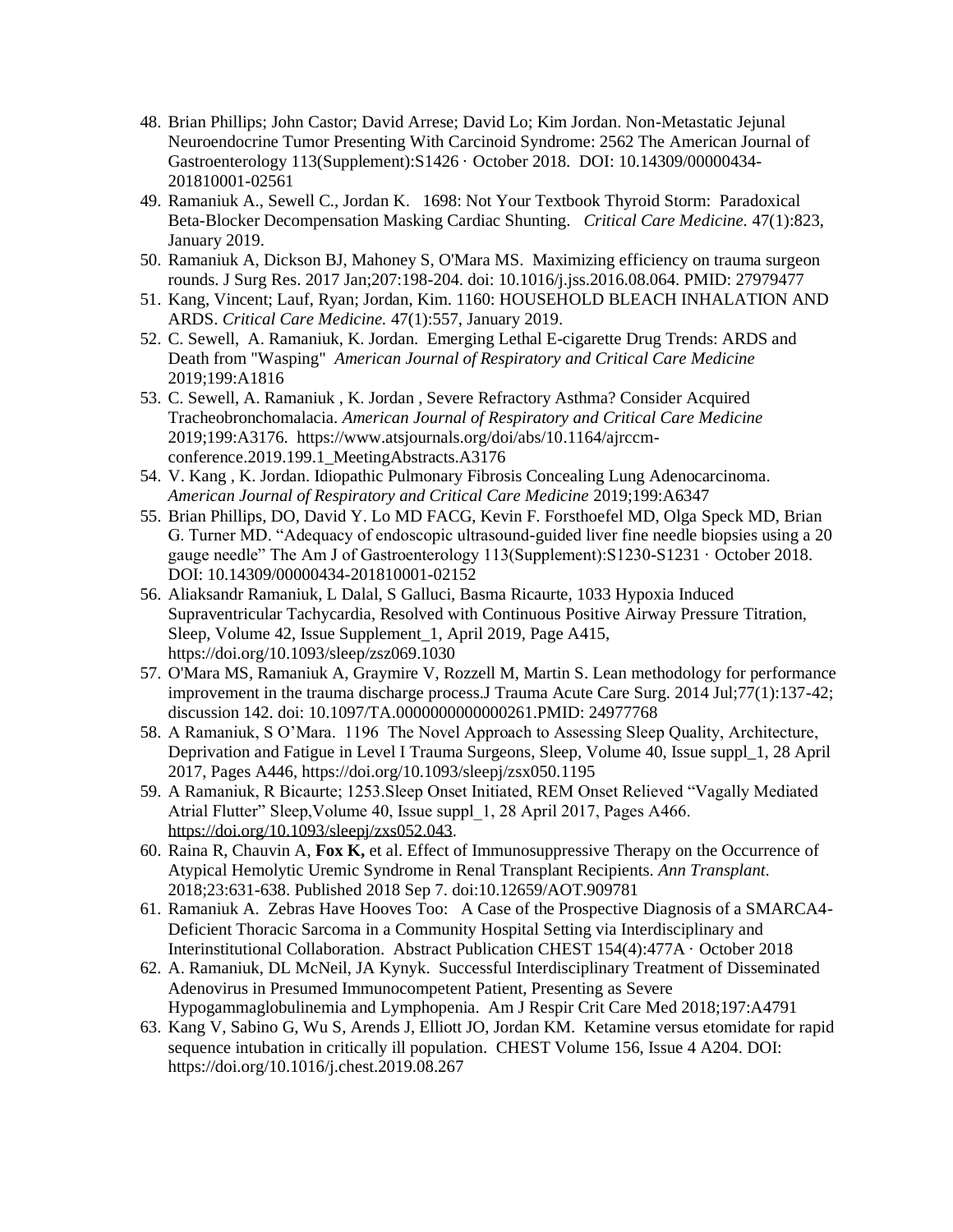48. Brian Phillips; John Castor; David Arrese; David Lo; Kim Jordan. Non-Metastatic Jejunal Neuroendocrine Tumor Presenting With Carcinoid Syndrome: 2562 The American Journal of Gastroenterology 113(Supplement):S1426 · October 2018. DOI: 10.14309/00000434-201810001-02561
49. Ramaniuk A., Sewell C., Jordan K. 1698: Not Your Textbook Thyroid Storm: Paradoxical Beta-Blocker Decompensation Masking Cardiac Shunting. *Critical Care Medicine.* 47(1):823, January 2019.
50. Ramaniuk A, Dickson BJ, Mahoney S, O'Mara MS. Maximizing efficiency on trauma surgeon rounds. J Surg Res. 2017 Jan;207:198-204. doi: 10.1016/j.jss.2016.08.064. PMID: 27979477
51. Kang, Vincent; Lauf, Ryan; Jordan, Kim. 1160: HOUSEHOLD BLEACH INHALATION AND ARDS. *Critical Care Medicine.* 47(1):557, January 2019.
52. C. Sewell, A. Ramaniuk, K. Jordan. Emerging Lethal E-cigarette Drug Trends: ARDS and Death from "Wasping" *American Journal of Respiratory and Critical Care Medicine* 2019;199:A1816
53. C. Sewell, A. Ramaniuk , K. Jordan , Severe Refractory Asthma? Consider Acquired Tracheobronchomalacia. *American Journal of Respiratory and Critical Care Medicine* 2019;199:A3176. https://www.atsjournals.org/doi/abs/10.1164/ajrccm-conference.2019.199.1_MeetingAbstracts.A3176
54. V. Kang , K. Jordan. Idiopathic Pulmonary Fibrosis Concealing Lung Adenocarcinoma. *American Journal of Respiratory and Critical Care Medicine* 2019;199:A6347
55. Brian Phillips, DO, David Y. Lo MD FACG, Kevin F. Forsthoefel MD, Olga Speck MD, Brian G. Turner MD. "Adequacy of endoscopic ultrasound-guided liver fine needle biopsies using a 20 gauge needle" The Am J of Gastroenterology 113(Supplement):S1230-S1231 · October 2018. DOI: 10.14309/00000434-201810001-02152
56. Aliaksandr Ramaniuk, L Dalal, S Galluci, Basma Ricaurte, 1033 Hypoxia Induced Supraventricular Tachycardia, Resolved with Continuous Positive Airway Pressure Titration, Sleep, Volume 42, Issue Supplement_1, April 2019, Page A415, https://doi.org/10.1093/sleep/zsz069.1030
57. O'Mara MS, Ramaniuk A, Graymire V, Rozzell M, Martin S. Lean methodology for performance improvement in the trauma discharge process.J Trauma Acute Care Surg. 2014 Jul;77(1):137-42; discussion 142. doi: 10.1097/TA.0000000000000261.PMID: 24977768
58. A Ramaniuk, S O'Mara. 1196 The Novel Approach to Assessing Sleep Quality, Architecture, Deprivation and Fatigue in Level I Trauma Surgeons, Sleep, Volume 40, Issue suppl_1, 28 April 2017, Pages A446, https://doi.org/10.1093/sleepj/zsx050.1195
59. A Ramaniuk, R Bicaurte; 1253.Sleep Onset Initiated, REM Onset Relieved "Vagally Mediated Atrial Flutter" Sleep,Volume 40, Issue suppl_1, 28 April 2017, Pages A466. https://doi.org/10.1093/sleepj/zxs052.043.
60. Raina R, Chauvin A, **Fox K,** et al. Effect of Immunosuppressive Therapy on the Occurrence of Atypical Hemolytic Uremic Syndrome in Renal Transplant Recipients. *Ann Transplant*. 2018;23:631-638. Published 2018 Sep 7. doi:10.12659/AOT.909781
61. Ramaniuk A. Zebras Have Hooves Too: A Case of the Prospective Diagnosis of a SMARCA4-Deficient Thoracic Sarcoma in a Community Hospital Setting via Interdisciplinary and Interinstitutional Collaboration. Abstract Publication CHEST 154(4):477A · October 2018
62. A. Ramaniuk, DL McNeil, JA Kynyk. Successful Interdisciplinary Treatment of Disseminated Adenovirus in Presumed Immunocompetent Patient, Presenting as Severe Hypogammaglobulinemia and Lymphopenia. Am J Respir Crit Care Med 2018;197:A4791
63. Kang V, Sabino G, Wu S, Arends J, Elliott JO, Jordan KM. Ketamine versus etomidate for rapid sequence intubation in critically ill population. CHEST Volume 156, Issue 4 A204. DOI: https://doi.org/10.1016/j.chest.2019.08.267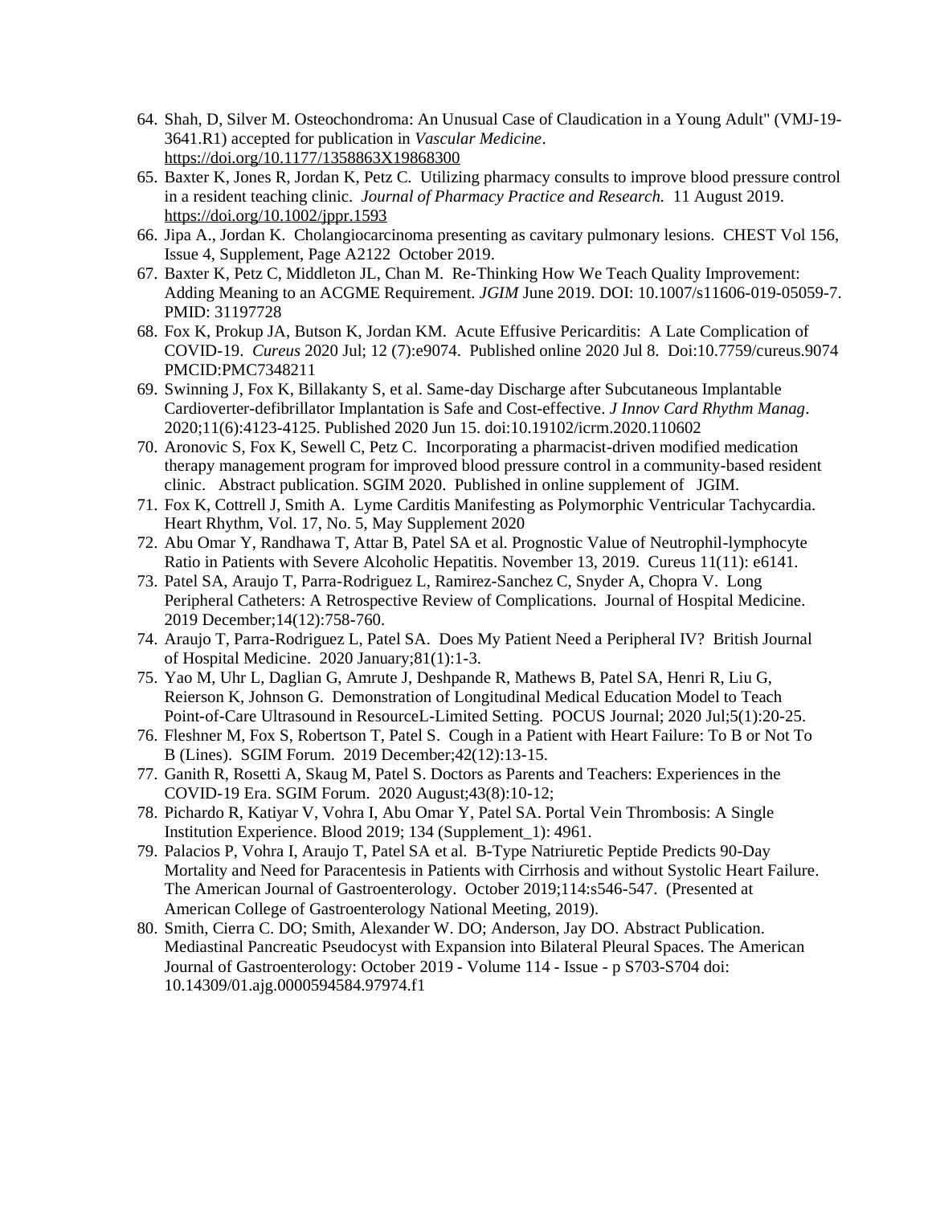64. Shah, D, Silver M. Osteochondroma: An Unusual Case of Claudication in a Young Adult" (VMJ-19-3641.R1) accepted for publication in *Vascular Medicine*. https://doi.org/10.1177/1358863X19868300
65. Baxter K, Jones R, Jordan K, Petz C. Utilizing pharmacy consults to improve blood pressure control in a resident teaching clinic. *Journal of Pharmacy Practice and Research.* 11 August 2019. https://doi.org/10.1002/jppr.1593
66. Jipa A., Jordan K. Cholangiocarcinoma presenting as cavitary pulmonary lesions. CHEST Vol 156, Issue 4, Supplement, Page A2122 October 2019.
67. Baxter K, Petz C, Middleton JL, Chan M. Re-Thinking How We Teach Quality Improvement: Adding Meaning to an ACGME Requirement. *JGIM* June 2019. DOI: 10.1007/s11606-019-05059-7. PMID: 31197728
68. Fox K, Prokup JA, Butson K, Jordan KM. Acute Effusive Pericarditis: A Late Complication of COVID-19. *Cureus* 2020 Jul; 12 (7):e9074. Published online 2020 Jul 8. Doi:10.7759/cureus.9074 PMCID:PMC7348211
69. Swinning J, Fox K, Billakanty S, et al. Same-day Discharge after Subcutaneous Implantable Cardioverter-defibrillator Implantation is Safe and Cost-effective. *J Innov Card Rhythm Manag*. 2020;11(6):4123-4125. Published 2020 Jun 15. doi:10.19102/icrm.2020.110602
70. Aronovic S, Fox K, Sewell C, Petz C. Incorporating a pharmacist-driven modified medication therapy management program for improved blood pressure control in a community-based resident clinic. Abstract publication. SGIM 2020. Published in online supplement of JGIM.
71. Fox K, Cottrell J, Smith A. Lyme Carditis Manifesting as Polymorphic Ventricular Tachycardia. Heart Rhythm, Vol. 17, No. 5, May Supplement 2020
72. Abu Omar Y, Randhawa T, Attar B, Patel SA et al. Prognostic Value of Neutrophil-lymphocyte Ratio in Patients with Severe Alcoholic Hepatitis. November 13, 2019. Cureus 11(11): e6141.
73. Patel SA, Araujo T, Parra-Rodriguez L, Ramirez-Sanchez C, Snyder A, Chopra V. Long Peripheral Catheters: A Retrospective Review of Complications. Journal of Hospital Medicine. 2019 December;14(12):758-760.
74. Araujo T, Parra-Rodriguez L, Patel SA. Does My Patient Need a Peripheral IV? British Journal of Hospital Medicine. 2020 January;81(1):1-3.
75. Yao M, Uhr L, Daglian G, Amrute J, Deshpande R, Mathews B, Patel SA, Henri R, Liu G, Reierson K, Johnson G. Demonstration of Longitudinal Medical Education Model to Teach Point-of-Care Ultrasound in ResourceL-Limited Setting. POCUS Journal; 2020 Jul;5(1):20-25.
76. Fleshner M, Fox S, Robertson T, Patel S. Cough in a Patient with Heart Failure: To B or Not To B (Lines). SGIM Forum. 2019 December;42(12):13-15.
77. Ganith R, Rosetti A, Skaug M, Patel S. Doctors as Parents and Teachers: Experiences in the COVID-19 Era. SGIM Forum. 2020 August;43(8):10-12;
78. Pichardo R, Katiyar V, Vohra I, Abu Omar Y, Patel SA. Portal Vein Thrombosis: A Single Institution Experience. Blood 2019; 134 (Supplement_1): 4961.
79. Palacios P, Vohra I, Araujo T, Patel SA et al. B-Type Natriuretic Peptide Predicts 90-Day Mortality and Need for Paracentesis in Patients with Cirrhosis and without Systolic Heart Failure. The American Journal of Gastroenterology. October 2019;114:s546-547. (Presented at American College of Gastroenterology National Meeting, 2019).
80. Smith, Cierra C. DO; Smith, Alexander W. DO; Anderson, Jay DO. Abstract Publication. Mediastinal Pancreatic Pseudocyst with Expansion into Bilateral Pleural Spaces. The American Journal of Gastroenterology: October 2019 - Volume 114 - Issue - p S703-S704 doi: 10.14309/01.ajg.0000594584.97974.f1